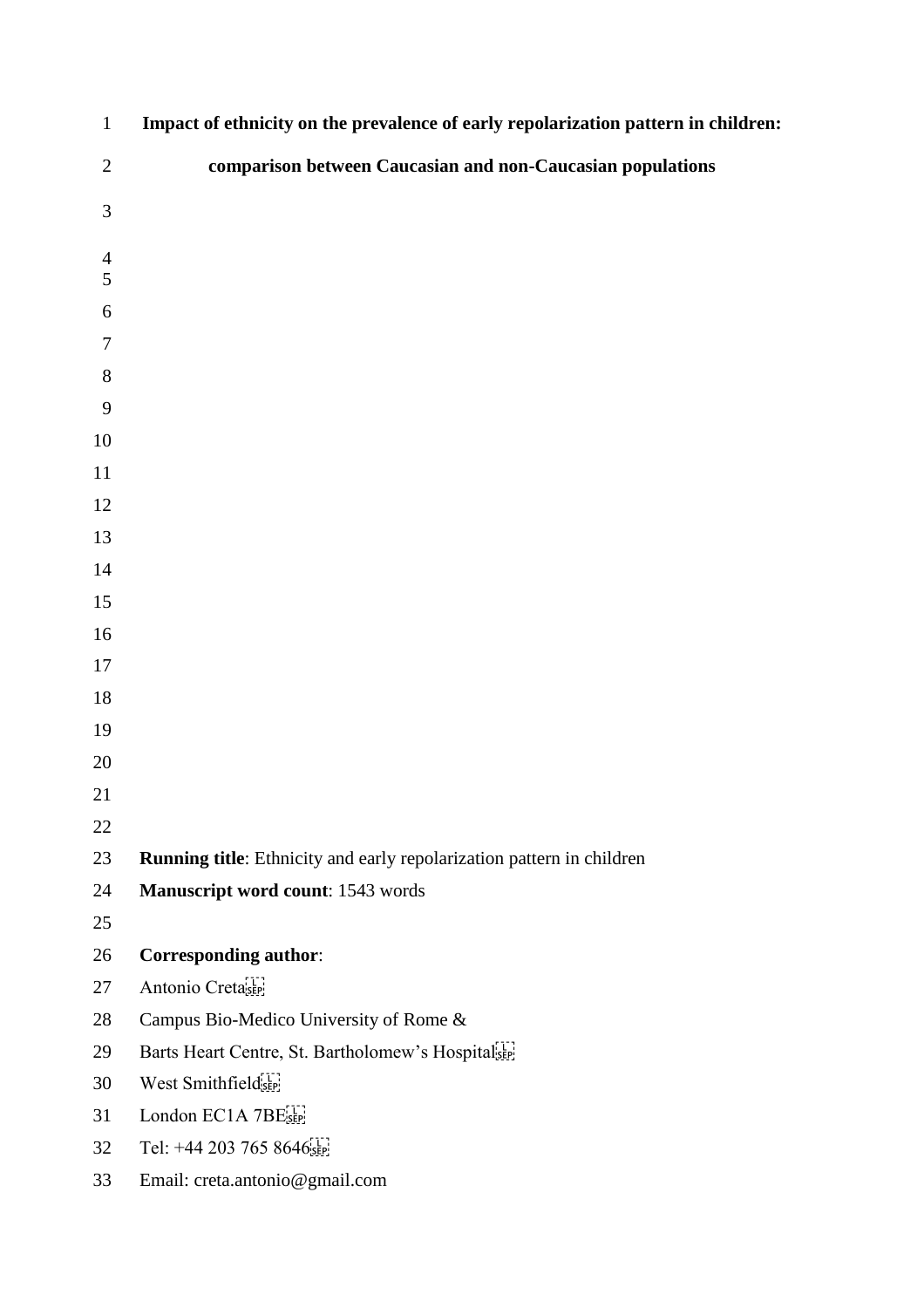# Impact of ethnicity on the prevalence of early repolarization pattern in children: comparison between Caucasian and non-Caucasian populations

**Running title**: Ethnicity and early repolarization pattern in children

**Manuscript word count**: 1543 words

**Corresponding author**:

Antonio Creta
Campus Bio-Medico University of Rome &
Barts Heart Centre, St. Bartholomew's Hospital
West Smithfield
London EC1A 7BE
Tel: +44 203 765 8646
Email: creta.antonio@gmail.com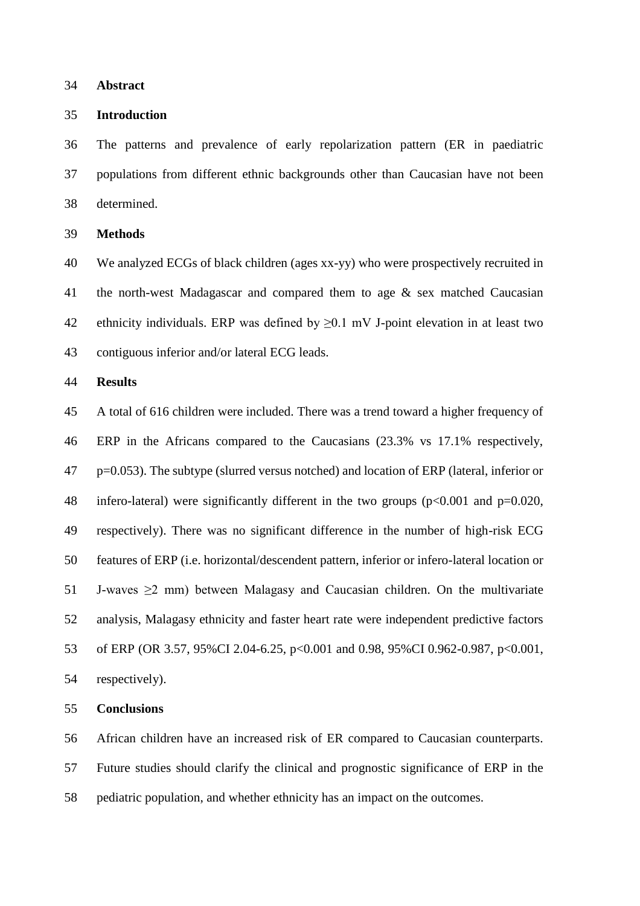## Abstract

### Introduction

The patterns and prevalence of early repolarization pattern (ER in paediatric populations from different ethnic backgrounds other than Caucasian have not been determined.

### Methods

We analyzed ECGs of black children (ages xx-yy) who were prospectively recruited in the north-west Madagascar and compared them to age & sex matched Caucasian ethnicity individuals. ERP was defined by ≥0.1 mV J-point elevation in at least two contiguous inferior and/or lateral ECG leads.

### Results

A total of 616 children were included. There was a trend toward a higher frequency of ERP in the Africans compared to the Caucasians (23.3% vs 17.1% respectively, $p=0.053$). The subtype (slurred versus notched) and location of ERP (lateral, inferior or infero-lateral) were significantly different in the two groups ($p<0.001$ and $p=0.020$, respectively). There was no significant difference in the number of high-risk ECG features of ERP (i.e. horizontal/descendent pattern, inferior or infero-lateral location or J-waves ≥2 mm) between Malagasy and Caucasian children. On the multivariate analysis, Malagasy ethnicity and faster heart rate were independent predictive factors of ERP (OR 3.57, 95%CI 2.04-6.25, $p<0.001$ and 0.98, 95%CI 0.962-0.987, $p<0.001$, respectively).

### Conclusions

African children have an increased risk of ER compared to Caucasian counterparts. Future studies should clarify the clinical and prognostic significance of ERP in the pediatric population, and whether ethnicity has an impact on the outcomes.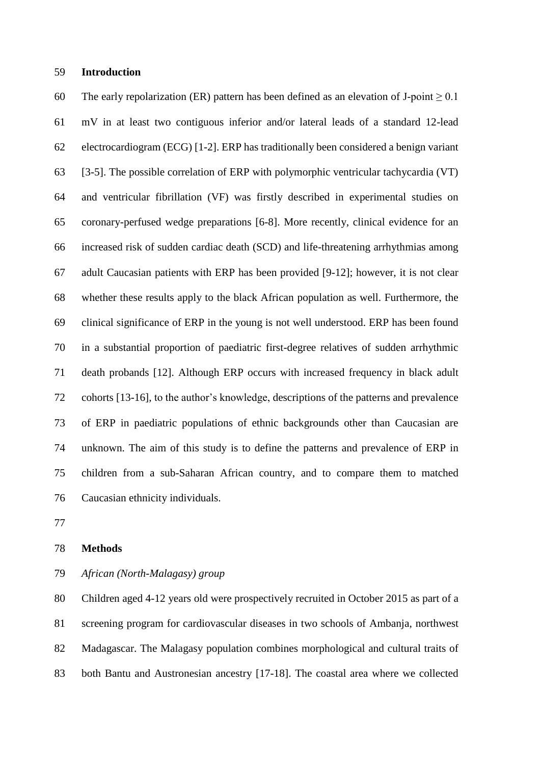## Introduction

The early repolarization (ER) pattern has been defined as an elevation of J-point $\geq 0.1$ mV in at least two contiguous inferior and/or lateral leads of a standard 12-lead electrocardiogram (ECG) [1-2]. ERP has traditionally been considered a benign variant [3-5]. The possible correlation of ERP with polymorphic ventricular tachycardia (VT) and ventricular fibrillation (VF) was firstly described in experimental studies on coronary-perfused wedge preparations [6-8]. More recently, clinical evidence for an increased risk of sudden cardiac death (SCD) and life-threatening arrhythmias among adult Caucasian patients with ERP has been provided [9-12]; however, it is not clear whether these results apply to the black African population as well. Furthermore, the clinical significance of ERP in the young is not well understood. ERP has been found in a substantial proportion of paediatric first-degree relatives of sudden arrhythmic death probands [12]. Although ERP occurs with increased frequency in black adult cohorts [13-16], to the author's knowledge, descriptions of the patterns and prevalence of ERP in paediatric populations of ethnic backgrounds other than Caucasian are unknown. The aim of this study is to define the patterns and prevalence of ERP in children from a sub-Saharan African country, and to compare them to matched Caucasian ethnicity individuals.

## Methods

*African (North-Malagasy) group*

Children aged 4-12 years old were prospectively recruited in October 2015 as part of a screening program for cardiovascular diseases in two schools of Ambanja, northwest Madagascar. The Malagasy population combines morphological and cultural traits of both Bantu and Austronesian ancestry [17-18]. The coastal area where we collected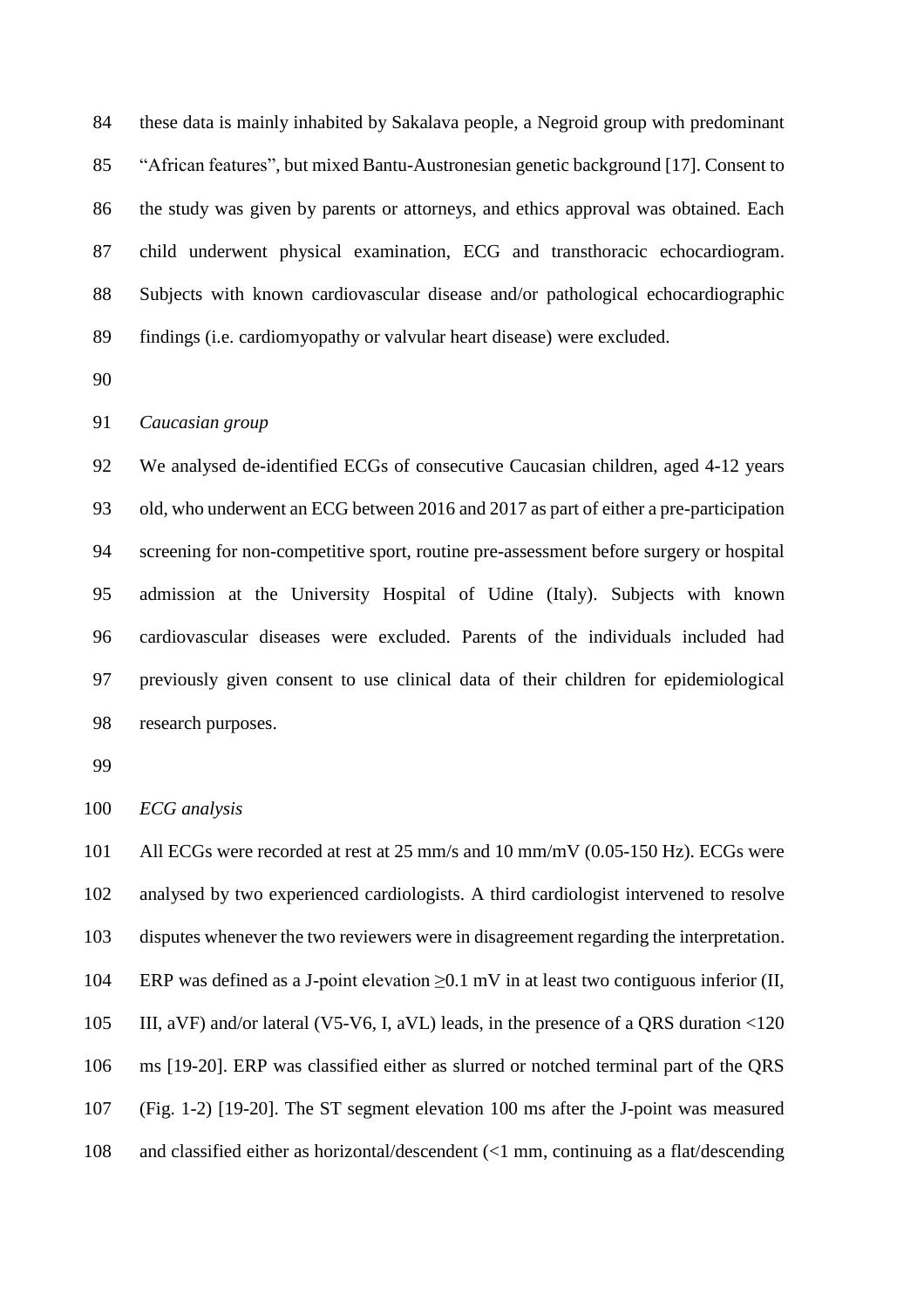these data is mainly inhabited by Sakalava people, a Negroid group with predominant "African features", but mixed Bantu-Austronesian genetic background [17]. Consent to the study was given by parents or attorneys, and ethics approval was obtained. Each child underwent physical examination, ECG and transthoracic echocardiogram. Subjects with known cardiovascular disease and/or pathological echocardiographic findings (i.e. cardiomyopathy or valvular heart disease) were excluded.

*Caucasian group*

We analysed de-identified ECGs of consecutive Caucasian children, aged 4-12 years old, who underwent an ECG between 2016 and 2017 as part of either a pre-participation screening for non-competitive sport, routine pre-assessment before surgery or hospital admission at the University Hospital of Udine (Italy). Subjects with known cardiovascular diseases were excluded. Parents of the individuals included had previously given consent to use clinical data of their children for epidemiological research purposes.

*ECG analysis*

All ECGs were recorded at rest at 25 mm/s and 10 mm/mV (0.05-150 Hz). ECGs were analysed by two experienced cardiologists. A third cardiologist intervened to resolve disputes whenever the two reviewers were in disagreement regarding the interpretation. ERP was defined as a J-point elevation ≥0.1 mV in at least two contiguous inferior (II, III, aVF) and/or lateral (V5-V6, I, aVL) leads, in the presence of a QRS duration <120 ms [19-20]. ERP was classified either as slurred or notched terminal part of the QRS (Fig. 1-2) [19-20]. The ST segment elevation 100 ms after the J-point was measured and classified either as horizontal/descendent (<1 mm, continuing as a flat/descending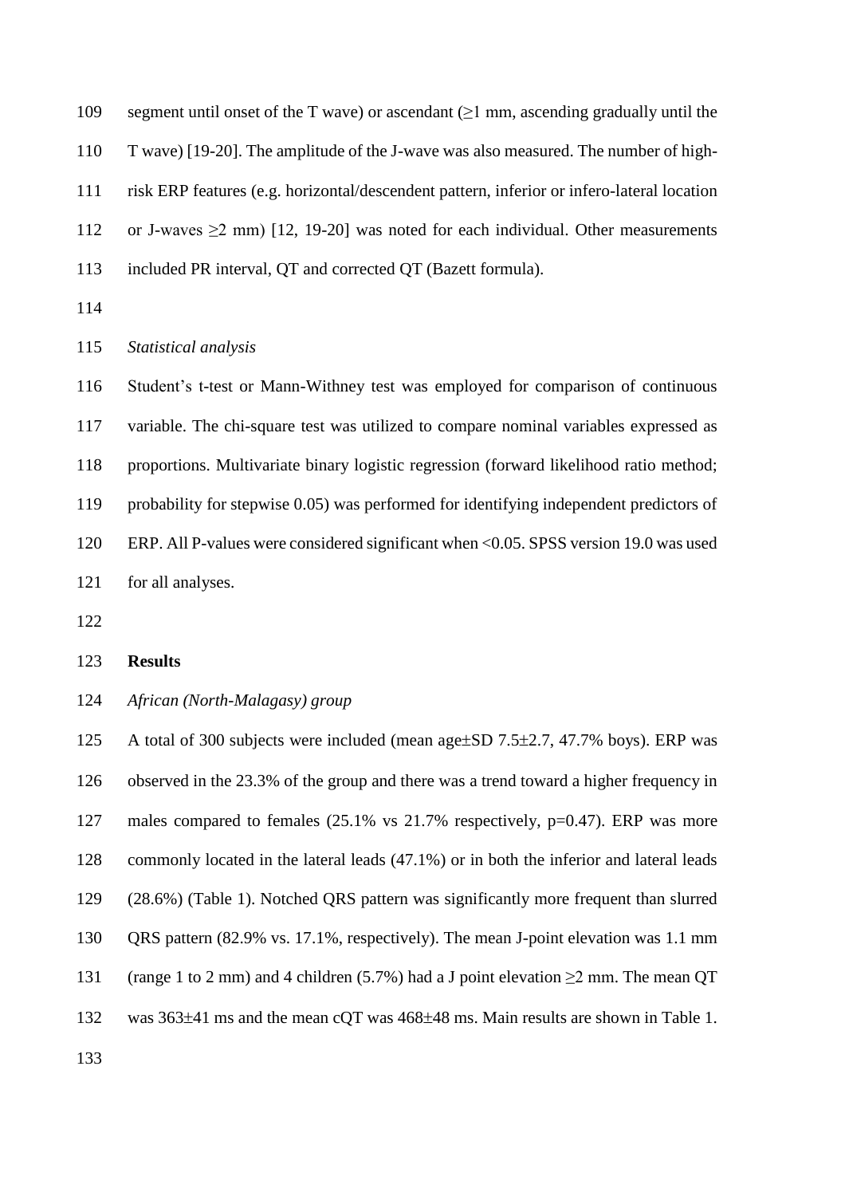segment until onset of the T wave) or ascendant (≥1 mm, ascending gradually until the T wave) [19-20]. The amplitude of the J-wave was also measured. The number of high-risk ERP features (e.g. horizontal/descendent pattern, inferior or infero-lateral location or J-waves ≥2 mm) [12, 19-20] was noted for each individual. Other measurements included PR interval, QT and corrected QT (Bazett formula).

*Statistical analysis*

Student's t-test or Mann-Withney test was employed for comparison of continuous variable. The chi-square test was utilized to compare nominal variables expressed as proportions. Multivariate binary logistic regression (forward likelihood ratio method; probability for stepwise 0.05) was performed for identifying independent predictors of ERP. All P-values were considered significant when <0.05. SPSS version 19.0 was used for all analyses.

**Results**

*African (North-Malagasy) group*

A total of 300 subjects were included (mean age±SD 7.5±2.7, 47.7% boys). ERP was observed in the 23.3% of the group and there was a trend toward a higher frequency in males compared to females (25.1% vs 21.7% respectively, p=0.47). ERP was more commonly located in the lateral leads (47.1%) or in both the inferior and lateral leads (28.6%) (Table 1). Notched QRS pattern was significantly more frequent than slurred QRS pattern (82.9% vs. 17.1%, respectively). The mean J-point elevation was 1.1 mm (range 1 to 2 mm) and 4 children (5.7%) had a J point elevation ≥2 mm. The mean QT was 363±41 ms and the mean cQT was 468±48 ms. Main results are shown in Table 1.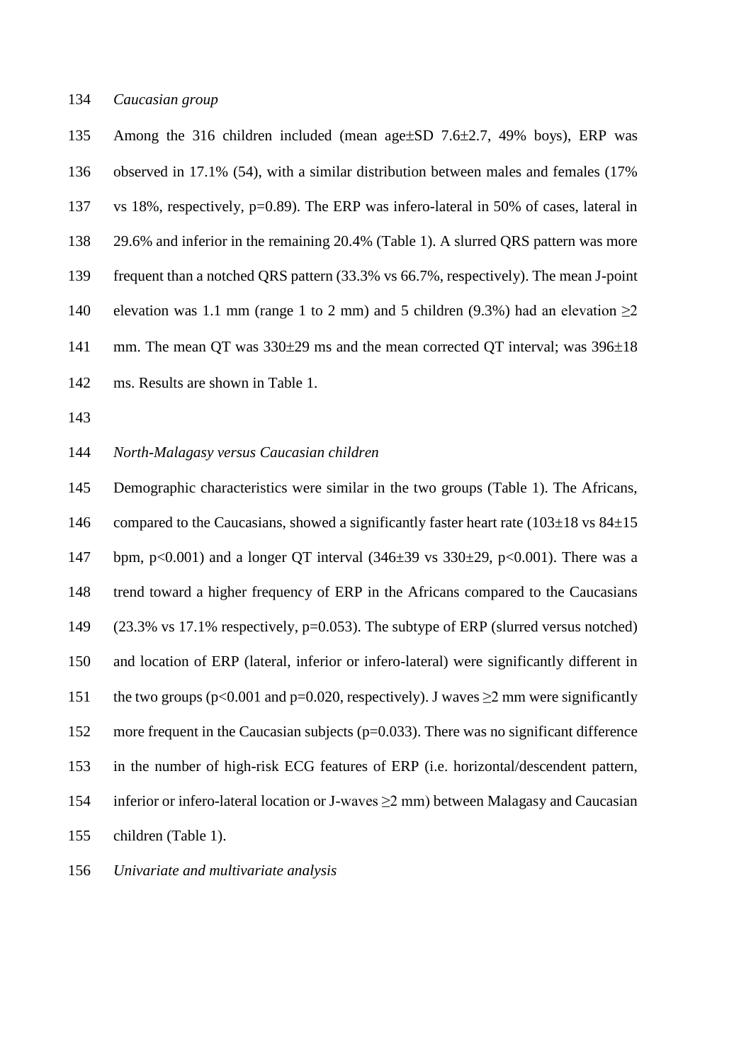*Caucasian group*

Among the 316 children included (mean age±SD 7.6±2.7, 49% boys), ERP was observed in 17.1% (54), with a similar distribution between males and females (17% vs 18%, respectively, p=0.89). The ERP was infero-lateral in 50% of cases, lateral in 29.6% and inferior in the remaining 20.4% (Table 1). A slurred QRS pattern was more frequent than a notched QRS pattern (33.3% vs 66.7%, respectively). The mean J-point elevation was 1.1 mm (range 1 to 2 mm) and 5 children (9.3%) had an elevation ≥2 mm. The mean QT was 330±29 ms and the mean corrected QT interval; was 396±18 ms. Results are shown in Table 1.

*North-Malagasy versus Caucasian children*

Demographic characteristics were similar in the two groups (Table 1). The Africans, compared to the Caucasians, showed a significantly faster heart rate (103±18 vs 84±15 bpm, p<0.001) and a longer QT interval (346±39 vs 330±29, p<0.001). There was a trend toward a higher frequency of ERP in the Africans compared to the Caucasians (23.3% vs 17.1% respectively, p=0.053). The subtype of ERP (slurred versus notched) and location of ERP (lateral, inferior or infero-lateral) were significantly different in the two groups (p<0.001 and p=0.020, respectively). J waves ≥2 mm were significantly more frequent in the Caucasian subjects (p=0.033). There was no significant difference in the number of high-risk ECG features of ERP (i.e. horizontal/descendent pattern, inferior or infero-lateral location or J-waves ≥2 mm) between Malagasy and Caucasian children (Table 1).

*Univariate and multivariate analysis*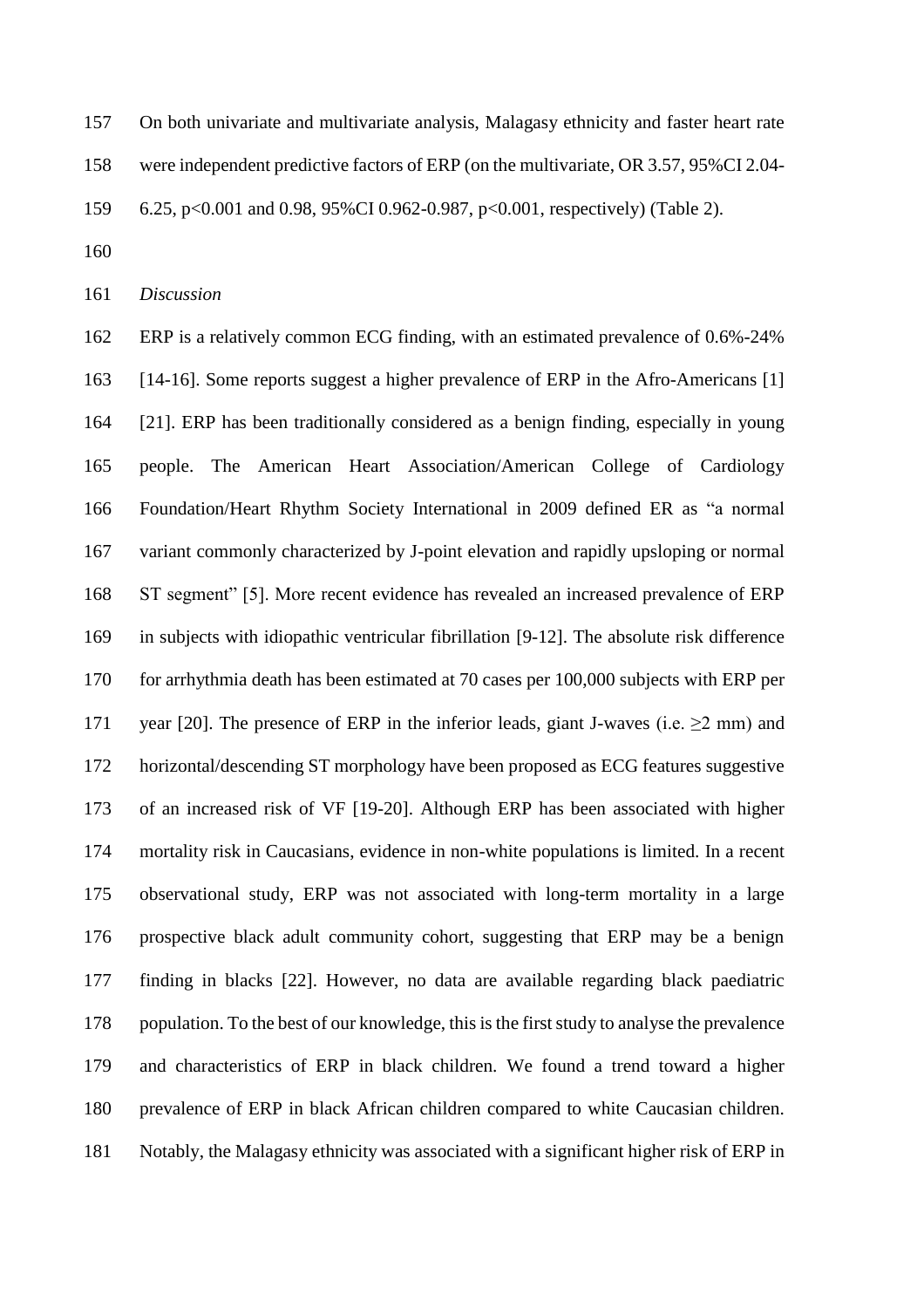On both univariate and multivariate analysis, Malagasy ethnicity and faster heart rate were independent predictive factors of ERP (on the multivariate, OR 3.57, 95%CI 2.04-6.25, $p<0.001$ and 0.98, 95%CI 0.962-0.987, $p<0.001$, respectively) (Table 2).

*Discussion*

ERP is a relatively common ECG finding, with an estimated prevalence of 0.6%-24% [14-16]. Some reports suggest a higher prevalence of ERP in the Afro-Americans [1] [21]. ERP has been traditionally considered as a benign finding, especially in young people. The American Heart Association/American College of Cardiology Foundation/Heart Rhythm Society International in 2009 defined ER as "a normal variant commonly characterized by J-point elevation and rapidly upsloping or normal ST segment" [5]. More recent evidence has revealed an increased prevalence of ERP in subjects with idiopathic ventricular fibrillation [9-12]. The absolute risk difference for arrhythmia death has been estimated at 70 cases per 100,000 subjects with ERP per year [20]. The presence of ERP in the inferior leads, giant J-waves (i.e. ≥2 mm) and horizontal/descending ST morphology have been proposed as ECG features suggestive of an increased risk of VF [19-20]. Although ERP has been associated with higher mortality risk in Caucasians, evidence in non-white populations is limited. In a recent observational study, ERP was not associated with long-term mortality in a large prospective black adult community cohort, suggesting that ERP may be a benign finding in blacks [22]. However, no data are available regarding black paediatric population. To the best of our knowledge, this is the first study to analyse the prevalence and characteristics of ERP in black children. We found a trend toward a higher prevalence of ERP in black African children compared to white Caucasian children. Notably, the Malagasy ethnicity was associated with a significant higher risk of ERP in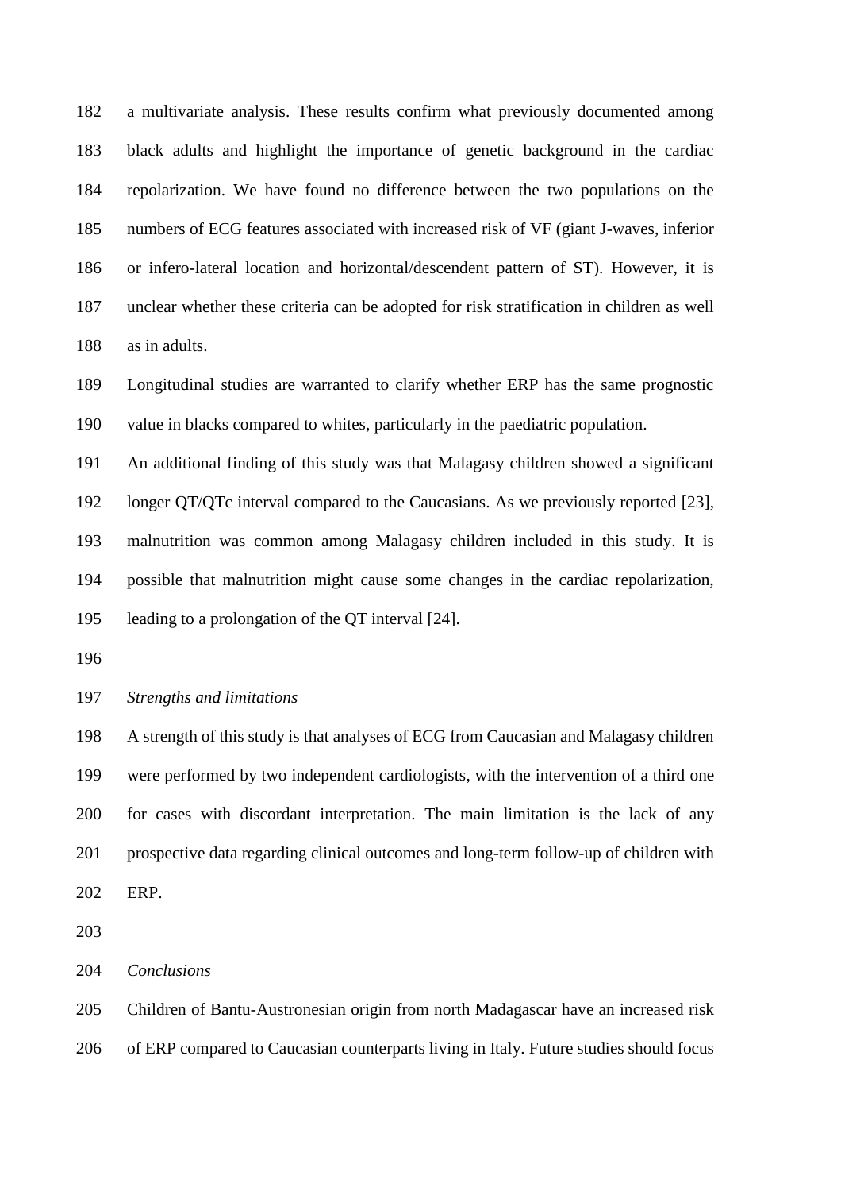a multivariate analysis. These results confirm what previously documented among black adults and highlight the importance of genetic background in the cardiac repolarization. We have found no difference between the two populations on the numbers of ECG features associated with increased risk of VF (giant J-waves, inferior or infero-lateral location and horizontal/descendent pattern of ST). However, it is unclear whether these criteria can be adopted for risk stratification in children as well as in adults.

Longitudinal studies are warranted to clarify whether ERP has the same prognostic value in blacks compared to whites, particularly in the paediatric population.

An additional finding of this study was that Malagasy children showed a significant longer QT/QTc interval compared to the Caucasians. As we previously reported [23], malnutrition was common among Malagasy children included in this study. It is possible that malnutrition might cause some changes in the cardiac repolarization, leading to a prolongation of the QT interval [24].

*Strengths and limitations*

A strength of this study is that analyses of ECG from Caucasian and Malagasy children were performed by two independent cardiologists, with the intervention of a third one for cases with discordant interpretation. The main limitation is the lack of any prospective data regarding clinical outcomes and long-term follow-up of children with ERP.

*Conclusions*

Children of Bantu-Austronesian origin from north Madagascar have an increased risk of ERP compared to Caucasian counterparts living in Italy. Future studies should focus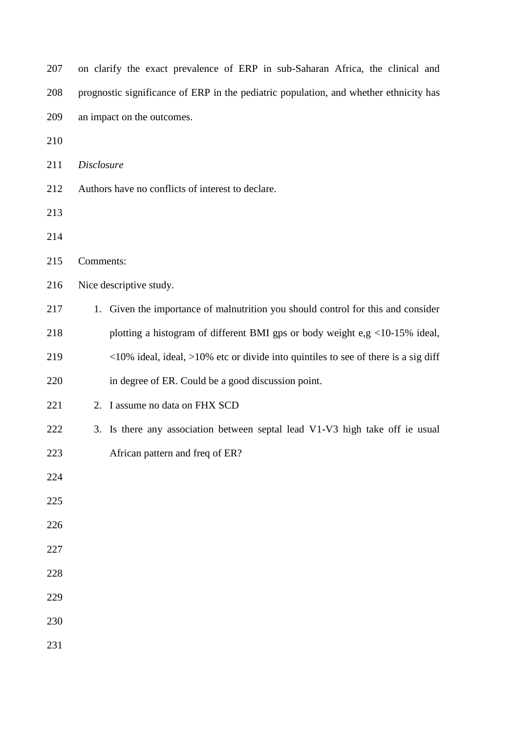on clarify the exact prevalence of ERP in sub-Saharan Africa, the clinical and prognostic significance of ERP in the pediatric population, and whether ethnicity has an impact on the outcomes.

*Disclosure*

Authors have no conflicts of interest to declare.

Comments:

Nice descriptive study.

1. Given the importance of malnutrition you should control for this and consider plotting a histogram of different BMI gps or body weight e,g <10-15% ideal, <10% ideal, ideal, >10% etc or divide into quintiles to see of there is a sig diff in degree of ER. Could be a good discussion point.
2. I assume no data on FHX SCD
3. Is there any association between septal lead V1-V3 high take off ie usual African pattern and freq of ER?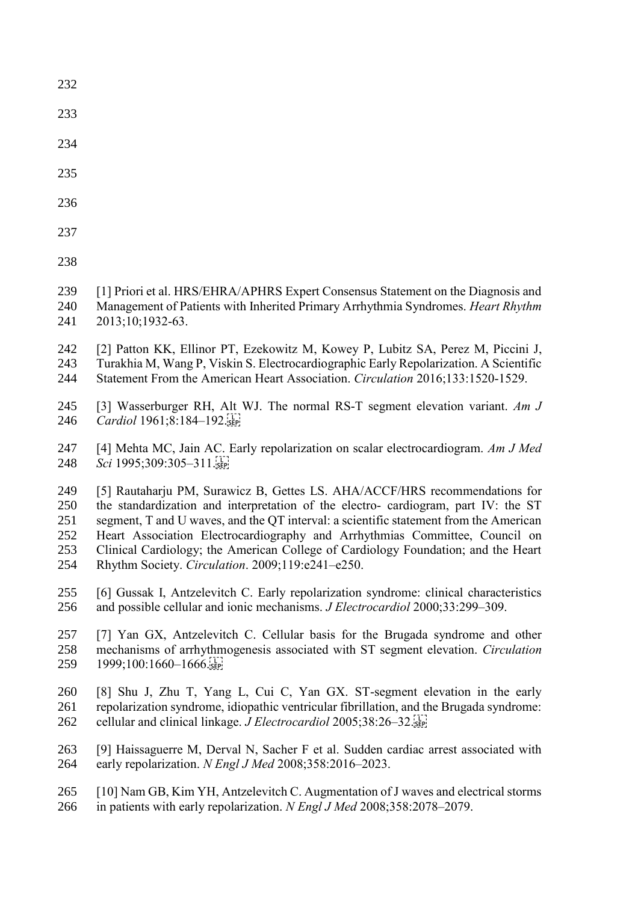[1] Priori et al. HRS/EHRA/APHRS Expert Consensus Statement on the Diagnosis and Management of Patients with Inherited Primary Arrhythmia Syndromes. *Heart Rhythm* 2013;10;1932-63.

[2] Patton KK, Ellinor PT, Ezekowitz M, Kowey P, Lubitz SA, Perez M, Piccini J, Turakhia M, Wang P, Viskin S. Electrocardiographic Early Repolarization. A Scientific Statement From the American Heart Association. *Circulation* 2016;133:1520-1529.

[3] Wasserburger RH, Alt WJ. The normal RS-T segment elevation variant. *Am J Cardiol* 1961;8:184–192.

[4] Mehta MC, Jain AC. Early repolarization on scalar electrocardiogram. *Am J Med Sci* 1995;309:305–311.

[5] Rautaharju PM, Surawicz B, Gettes LS. AHA/ACCF/HRS recommendations for the standardization and interpretation of the electro- cardiogram, part IV: the ST segment, T and U waves, and the QT interval: a scientific statement from the American Heart Association Electrocardiography and Arrhythmias Committee, Council on Clinical Cardiology; the American College of Cardiology Foundation; and the Heart Rhythm Society. *Circulation*. 2009;119:e241–e250.

[6] Gussak I, Antzelevitch C. Early repolarization syndrome: clinical characteristics and possible cellular and ionic mechanisms. *J Electrocardiol* 2000;33:299–309.

[7] Yan GX, Antzelevitch C. Cellular basis for the Brugada syndrome and other mechanisms of arrhythmogenesis associated with ST segment elevation. *Circulation* 1999;100:1660–1666.

[8] Shu J, Zhu T, Yang L, Cui C, Yan GX. ST-segment elevation in the early repolarization syndrome, idiopathic ventricular fibrillation, and the Brugada syndrome: cellular and clinical linkage. *J Electrocardiol* 2005;38:26–32.

[9] Haissaguerre M, Derval N, Sacher F et al. Sudden cardiac arrest associated with early repolarization. *N Engl J Med* 2008;358:2016–2023.

[10] Nam GB, Kim YH, Antzelevitch C. Augmentation of J waves and electrical storms in patients with early repolarization. *N Engl J Med* 2008;358:2078–2079.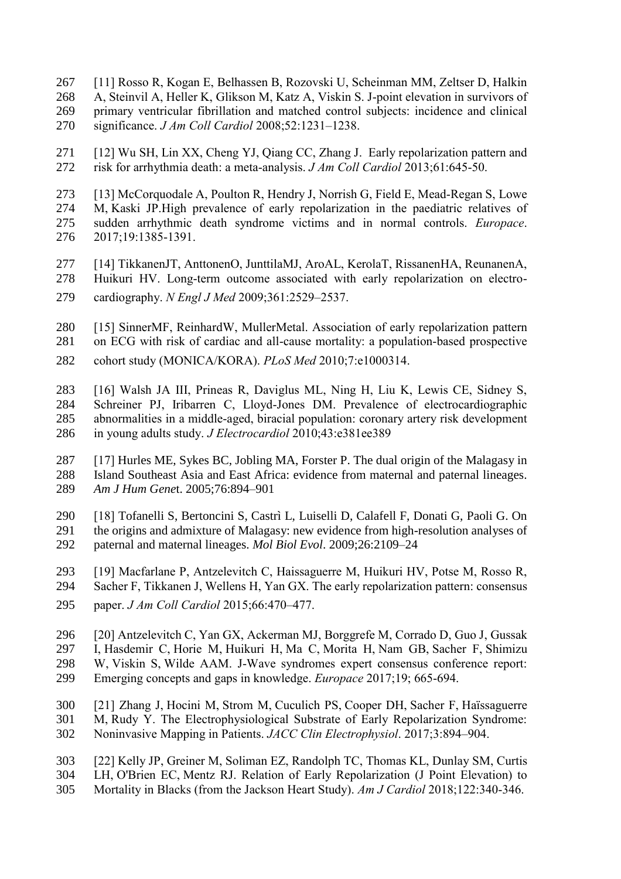[11] Rosso R, Kogan E, Belhassen B, Rozovski U, Scheinman MM, Zeltser D, Halkin A, Steinvil A, Heller K, Glikson M, Katz A, Viskin S. J-point elevation in survivors of primary ventricular fibrillation and matched control subjects: incidence and clinical significance. *J Am Coll Cardiol* 2008;52:1231–1238.

[12] Wu SH, Lin XX, Cheng YJ, Qiang CC, Zhang J. Early repolarization pattern and risk for arrhythmia death: a meta-analysis. *J Am Coll Cardiol* 2013;61:645-50.

[13] McCorquodale A, Poulton R, Hendry J, Norrish G, Field E, Mead-Regan S, Lowe M, Kaski JP.High prevalence of early repolarization in the paediatric relatives of sudden arrhythmic death syndrome victims and in normal controls. *Europace*. 2017;19:1385-1391.

[14] TikkanenJT, AnttonenO, JunttilaMJ, AroAL, KerolaT, RissanenHA, ReunanenA, Huikuri HV. Long-term outcome associated with early repolarization on electro-cardiography. *N Engl J Med* 2009;361:2529–2537.

[15] SinnerMF, ReinhardW, MullerMetal. Association of early repolarization pattern on ECG with risk of cardiac and all-cause mortality: a population-based prospective cohort study (MONICA/KORA). *PLoS Med* 2010;7:e1000314.

[16] Walsh JA III, Prineas R, Daviglus ML, Ning H, Liu K, Lewis CE, Sidney S, Schreiner PJ, Iribarren C, Lloyd-Jones DM. Prevalence of electrocardiographic abnormalities in a middle-aged, biracial population: coronary artery risk development in young adults study. *J Electrocardiol* 2010;43:e381ee389

[17] Hurles ME, Sykes BC, Jobling MA, Forster P. The dual origin of the Malagasy in Island Southeast Asia and East Africa: evidence from maternal and paternal lineages. *Am J Hum Gene*t. 2005;76:894–901

[18] Tofanelli S, Bertoncini S, Castrì L, Luiselli D, Calafell F, Donati G, Paoli G. On the origins and admixture of Malagasy: new evidence from high-resolution analyses of paternal and maternal lineages. *Mol Biol Evol*. 2009;26:2109–24

[19] Macfarlane P, Antzelevitch C, Haissaguerre M, Huikuri HV, Potse M, Rosso R, Sacher F, Tikkanen J, Wellens H, Yan GX. The early repolarization pattern: consensus paper. *J Am Coll Cardiol* 2015;66:470–477.

[20] Antzelevitch C, Yan GX, Ackerman MJ, Borggrefe M, Corrado D, Guo J, Gussak I, Hasdemir C, Horie M, Huikuri H, Ma C, Morita H, Nam GB, Sacher F, Shimizu W, Viskin S, Wilde AAM. J-Wave syndromes expert consensus conference report: Emerging concepts and gaps in knowledge. *Europace* 2017;19; 665-694.

[21] Zhang J, Hocini M, Strom M, Cuculich PS, Cooper DH, Sacher F, Haïssaguerre M, Rudy Y. The Electrophysiological Substrate of Early Repolarization Syndrome: Noninvasive Mapping in Patients. *JACC Clin Electrophysiol*. 2017;3:894–904.

[22] Kelly JP, Greiner M, Soliman EZ, Randolph TC, Thomas KL, Dunlay SM, Curtis LH, O'Brien EC, Mentz RJ. Relation of Early Repolarization (J Point Elevation) to Mortality in Blacks (from the Jackson Heart Study). *Am J Cardiol* 2018;122:340-346.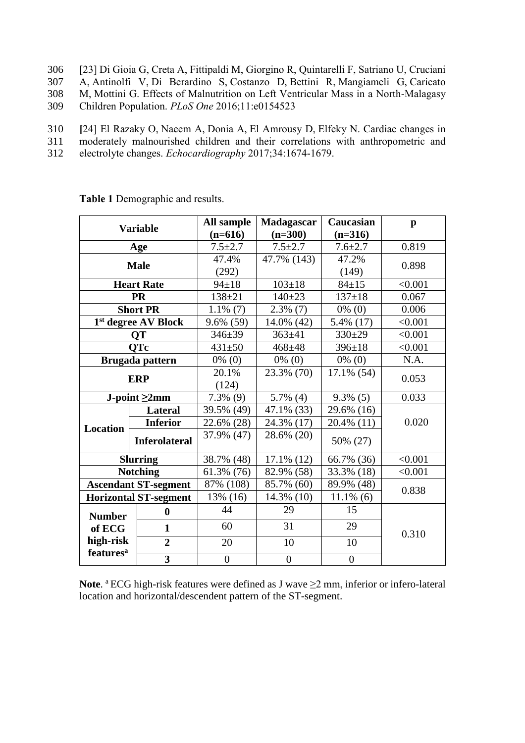[23] Di Gioia G, Creta A, Fittipaldi M, Giorgino R, Quintarelli F, Satriano U, Cruciani A, Antinolfi V, Di Berardino S, Costanzo D, Bettini R, Mangiameli G, Caricato M, Mottini G. Effects of Malnutrition on Left Ventricular Mass in a North-Malagasy Children Population. *PLoS One* 2016;11:e0154523

[24] El Razaky O, Naeem A, Donia A, El Amrousy D, Elfeky N. Cardiac changes in moderately malnourished children and their correlations with anthropometric and electrolyte changes. *Echocardiography* 2017;34:1674-1679.

**Table 1** Demographic and results.

| Variable | | All sample (n=616) | Madagascar (n=300) | Caucasian (n=316) | p |
|---|---|---|---|---|---|
| **Age** | | 7.5±2.7 | 7.5±2.7 | 7.6±2.7 | 0.819 |
| **Male** | | 47.4% (292) | 47.7% (143) | 47.2% (149) | 0.898 |
| **Heart Rate** | | 94±18 | 103±18 | 84±15 | <0.001 |
| **PR** | | 138±21 | 140±23 | 137±18 | 0.067 |
| **Short PR** | | 1.1% (7) | 2.3% (7) | 0% (0) | 0.006 |
| **1st degree AV Block** | | 9.6% (59) | 14.0% (42) | 5.4% (17) | <0.001 |
| **QT** | | 346±39 | 363±41 | 330±29 | <0.001 |
| **QTc** | | 431±50 | 468±48 | 396±18 | <0.001 |
| **Brugada pattern** | | 0% (0) | 0% (0) | 0% (0) | N.A. |
| **ERP** | | 20.1% (124) | 23.3% (70) | 17.1% (54) | 0.053 |
| **J-point ≥2mm** | | 7.3% (9) | 5.7% (4) | 9.3% (5) | 0.033 |
| **Location** | **Lateral** | 39.5% (49) | 47.1% (33) | 29.6% (16) | 0.020 |
| | **Inferior** | 22.6% (28) | 24.3% (17) | 20.4% (11) | |
| | **Inferolateral** | 37.9% (47) | 28.6% (20) | 50% (27) | |
| **Slurring** | | 38.7% (48) | 17.1% (12) | 66.7% (36) | <0.001 |
| **Notching** | | 61.3% (76) | 82.9% (58) | 33.3% (18) | <0.001 |
| **Ascendant ST-segment** | | 87% (108) | 85.7% (60) | 89.9% (48) | 0.838 |
| **Horizontal ST-segment** | | 13% (16) | 14.3% (10) | 11.1% (6) | |
| **Number of ECG high-risk features**[a] | **0** | 44 | 29 | 15 | 0.310 |
| | **1** | 60 | 31 | 29 | |
| | **2** | 20 | 10 | 10 | |
| | **3** | 0 | 0 | 0 | |

**Note**. [a] ECG high-risk features were defined as J wave ≥2 mm, inferior or infero-lateral location and horizontal/descendent pattern of the ST-segment.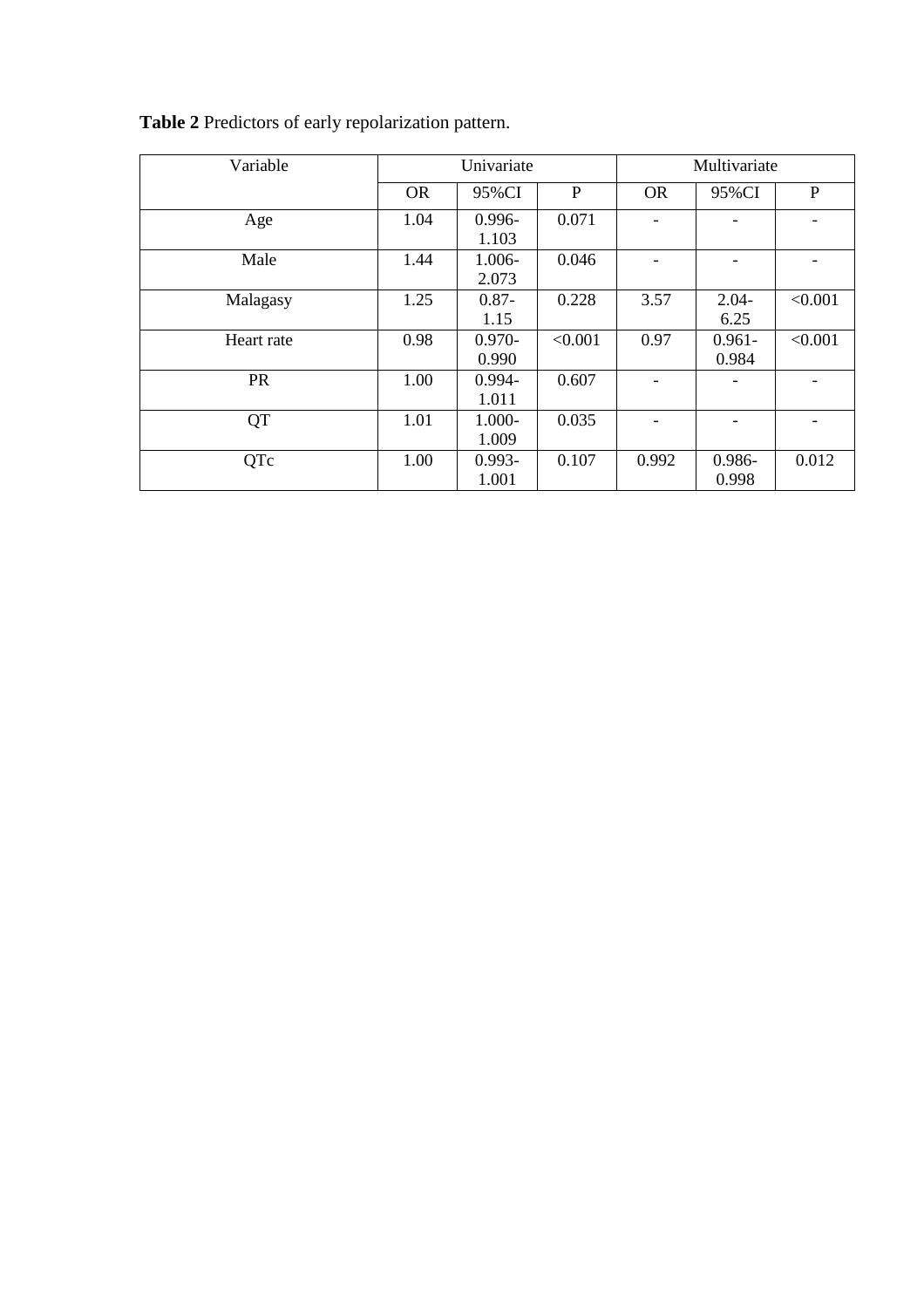**Table 2** Predictors of early repolarization pattern.

| Variable | Univariate | | | Multivariate | | |
|---|---|---|---|---|---|---|
| | OR | 95%CI | P | OR | 95%CI | P |
| Age | 1.04 | 0.996-1.103 | 0.071 | - | - | - |
| Male | 1.44 | 1.006-2.073 | 0.046 | - | - | - |
| Malagasy | 1.25 | 0.87-1.15 | 0.228 | 3.57 | 2.04-6.25 | <0.001 |
| Heart rate | 0.98 | 0.970-0.990 | <0.001 | 0.97 | 0.961-0.984 | <0.001 |
| PR | 1.00 | 0.994-1.011 | 0.607 | - | - | - |
| QT | 1.01 | 1.000-1.009 | 0.035 | - | - | - |
| QTc | 1.00 | 0.993-1.001 | 0.107 | 0.992 | 0.986-0.998 | 0.012 |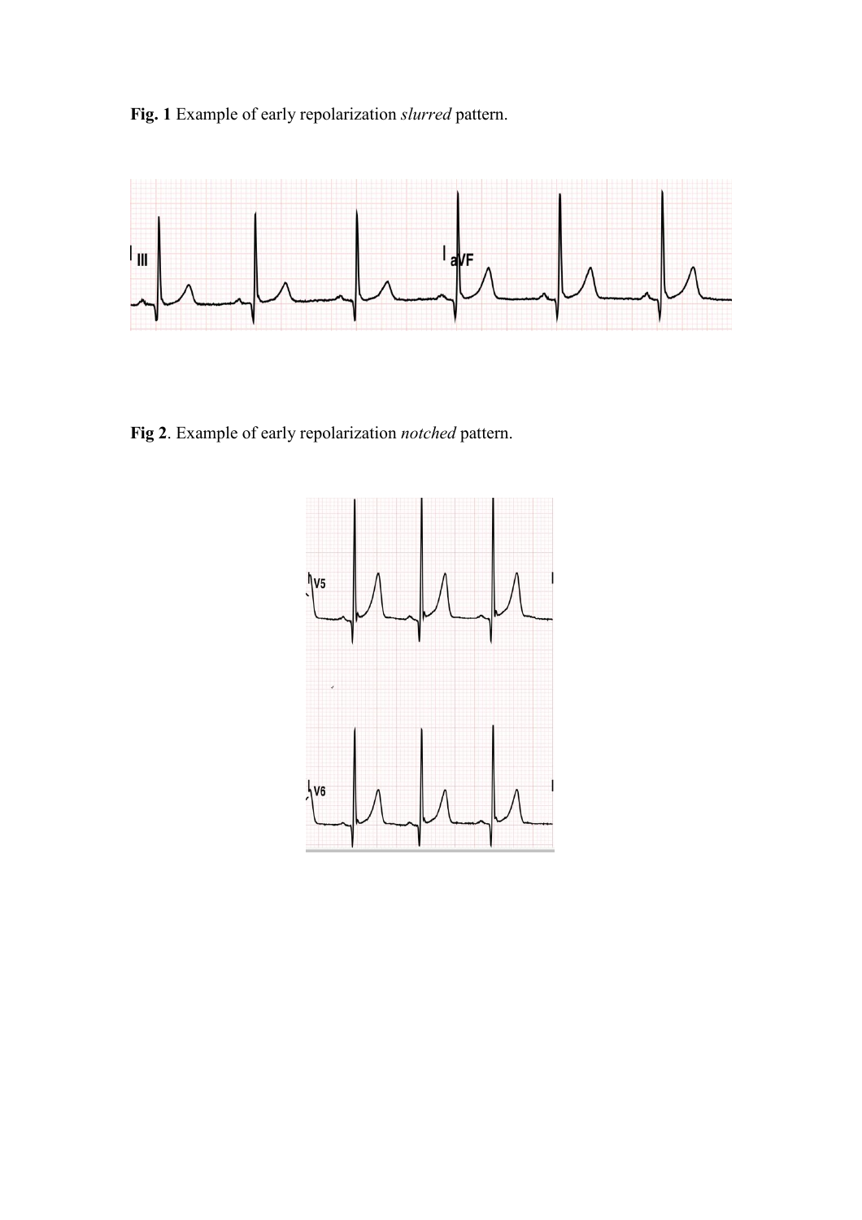**Fig. 1** Example of early repolarization *slurred* pattern.

III

aVF

**Fig 2**. Example of early repolarization *notched* pattern.

V5

V6